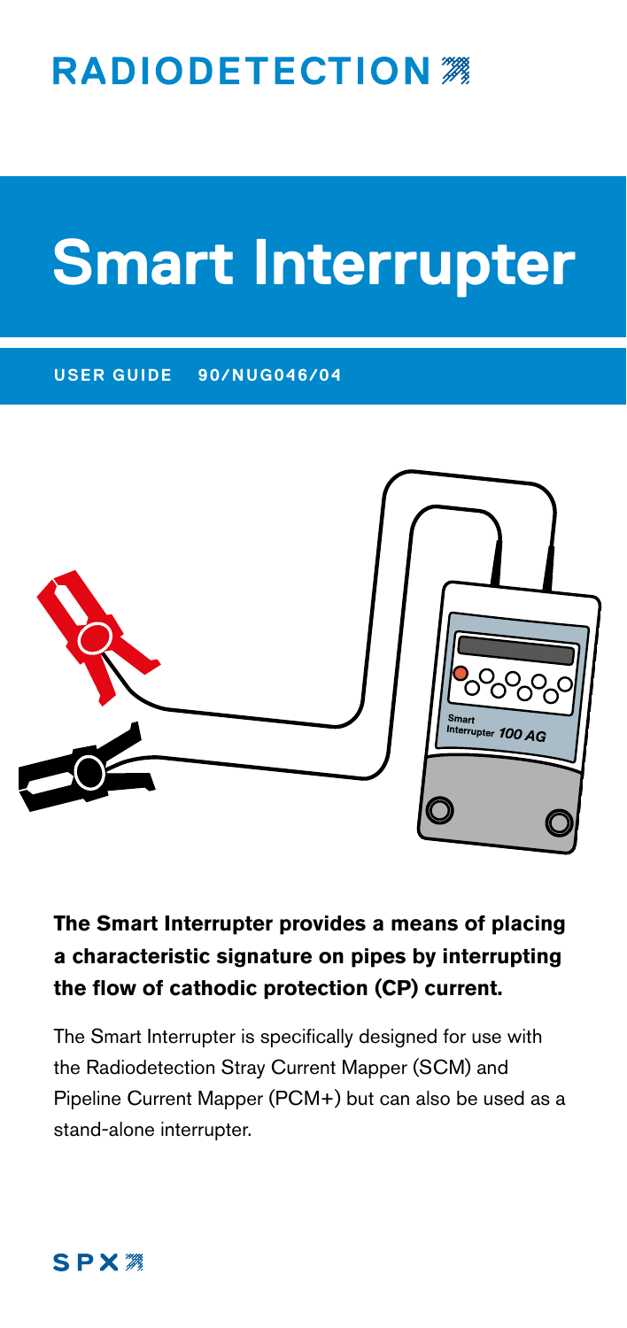RADIODETECTION

# Smart Interrupter

USER GUIDE 90/NUG046/04

**The Smart Interrupter provides a means of placing a characteristic signature on pipes by interrupting the flow of cathodic protection (CP) current.**

The Smart Interrupter is specifically designed for use with the Radiodetection Stray Current Mapper (SCM) and Pipeline Current Mapper (PCM+) but can also be used as a stand-alone interrupter.

SPX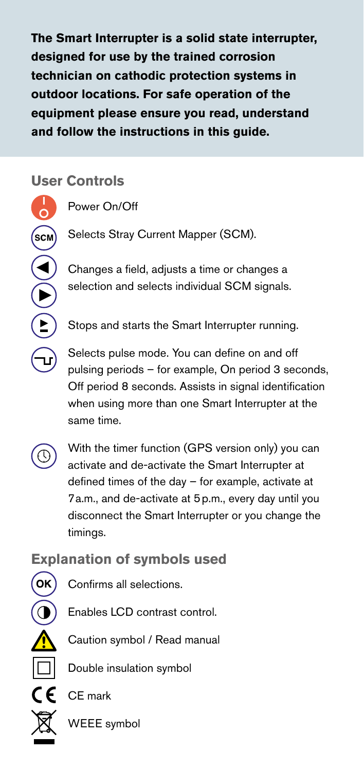**The Smart Interrupter is a solid state interrupter, designed for use by the trained corrosion technician on cathodic protection systems in outdoor locations. For safe operation of the equipment please ensure you read, understand and follow the instructions in this guide.**

## User Controls

- Power On/Off
- Selects Stray Current Mapper (SCM).
- Changes a field, adjusts a time or changes a selection and selects individual SCM signals.
- Stops and starts the Smart Interrupter running.
- Selects pulse mode. You can define on and off pulsing periods – for example, On period 3 seconds, Off period 8 seconds. Assists in signal identification when using more than one Smart Interrupter at the same time.
- With the timer function (GPS version only) you can activate and de-activate the Smart Interrupter at defined times of the day – for example, activate at 7 a.m., and de-activate at 5 p.m., every day until you disconnect the Smart Interrupter or you change the timings.

## Explanation of symbols used

- Confirms all selections.
- Enables LCD contrast control.
- Caution symbol / Read manual
- Double insulation symbol
- CE mark
- WEEE symbol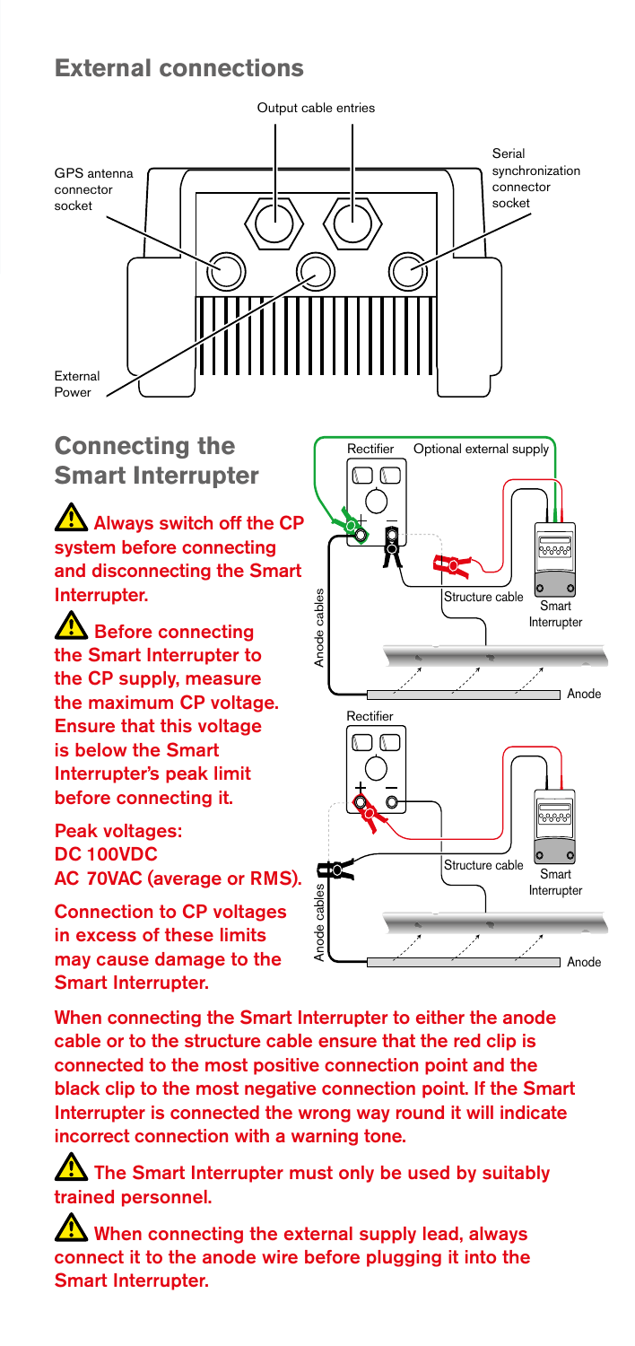## External connections

## Connecting the Smart Interrupter

⚠ **Always switch off the CP system before connecting and disconnecting the Smart Interrupter.**

⚠ **Before connecting the Smart Interrupter to the CP supply, measure the maximum CP voltage. Ensure that this voltage is below the Smart Interrupter's peak limit before connecting it.**

**Peak voltages:**
**DC 100VDC**
**AC 70VAC (average or RMS).**

**Connection to CP voltages in excess of these limits may cause damage to the Smart Interrupter.**

**When connecting the Smart Interrupter to either the anode cable or to the structure cable ensure that the red clip is connected to the most positive connection point and the black clip to the most negative connection point. If the Smart Interrupter is connected the wrong way round it will indicate incorrect connection with a warning tone.**

⚠ **The Smart Interrupter must only be used by suitably trained personnel.**

⚠ **When connecting the external supply lead, always connect it to the anode wire before plugging it into the Smart Interrupter.**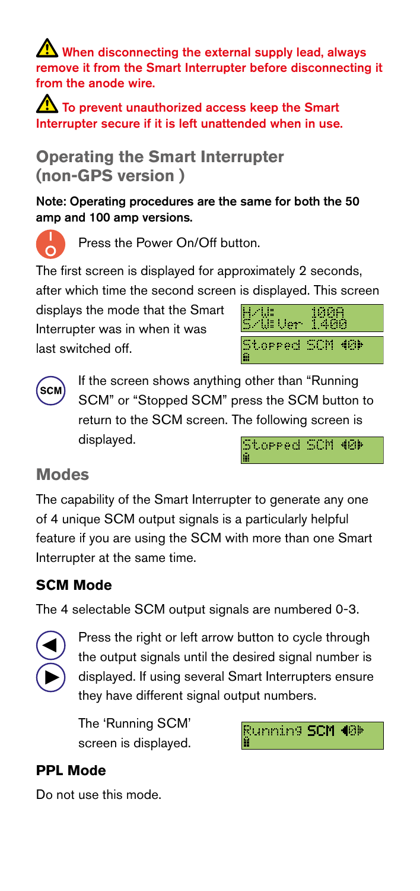⚠ **When disconnecting the external supply lead, always remove it from the Smart Interrupter before disconnecting it from the anode wire.**

⚠ **To prevent unauthorized access keep the Smart Interrupter secure if it is left unattended when in use.**

## Operating the Smart Interrupter (non-GPS version )

**Note: Operating procedures are the same for both the 50 amp and 100 amp versions.**

Press the Power On/Off button.

The first screen is displayed for approximately 2 seconds, after which time the second screen is displayed. This screen displays the mode that the Smart Interrupter was in when it was last switched off.

```
H/W:      100A
S/W:Ver  1.400
```

```
Stopped SCM ◀0▶
```

If the screen shows anything other than "Running SCM" or "Stopped SCM" press the SCM button to return to the SCM screen. The following screen is displayed.

```
Stopped SCM ◀0▶
```

## Modes

The capability of the Smart Interrupter to generate any one of 4 unique SCM output signals is a particularly helpful feature if you are using the SCM with more than one Smart Interrupter at the same time.

### SCM Mode

The 4 selectable SCM output signals are numbered 0-3.

Press the right or left arrow button to cycle through the output signals until the desired signal number is displayed. If using several Smart Interrupters ensure they have different signal output numbers.

The 'Running SCM' screen is displayed.

```
Running SCM ◀0▶
```

### PPL Mode

Do not use this mode.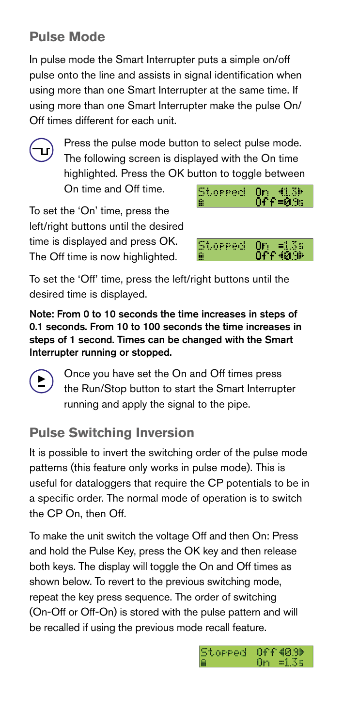## Pulse Mode

In pulse mode the Smart Interrupter puts a simple on/off pulse onto the line and assists in signal identification when using more than one Smart Interrupter at the same time. If using more than one Smart Interrupter make the pulse On/Off times different for each unit.

Press the pulse mode button to select pulse mode. The following screen is displayed with the On time highlighted. Press the OK button to toggle between On time and Off time.

```
Stopped  On ◀1.3▶
         Off=0.9s
```

To set the 'On' time, press the left/right buttons until the desired time is displayed and press OK. The Off time is now highlighted.

```
Stopped  On =1.3s
         Off◀0.9▶
```

To set the 'Off' time, press the left/right buttons until the desired time is displayed.

**Note: From 0 to 10 seconds the time increases in steps of 0.1 seconds. From 10 to 100 seconds the time increases in steps of 1 second. Times can be changed with the Smart Interrupter running or stopped.**

Once you have set the On and Off times press the Run/Stop button to start the Smart Interrupter running and apply the signal to the pipe.

## Pulse Switching Inversion

It is possible to invert the switching order of the pulse mode patterns (this feature only works in pulse mode). This is useful for dataloggers that require the CP potentials to be in a specific order. The normal mode of operation is to switch the CP On, then Off.

To make the unit switch the voltage Off and then On: Press and hold the Pulse Key, press the OK key and then release both keys. The display will toggle the On and Off times as shown below. To revert to the previous switching mode, repeat the key press sequence. The order of switching (On-Off or Off-On) is stored with the pulse pattern and will be recalled if using the previous mode recall feature.

```
Stopped  Off◀0.9▶
         On =1.3s
```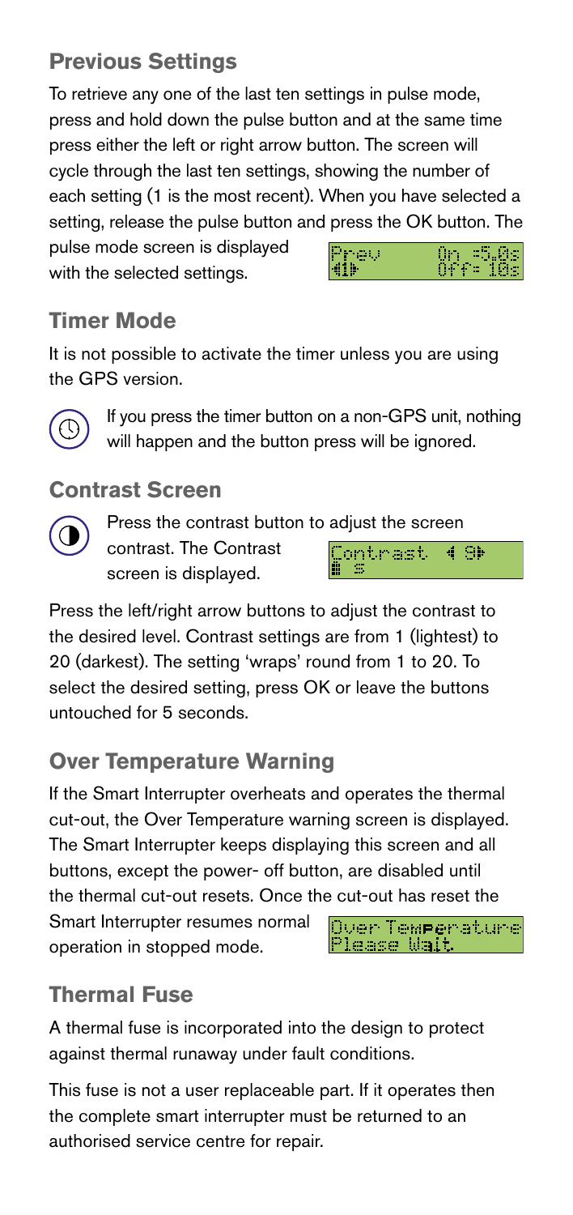## Previous Settings

To retrieve any one of the last ten settings in pulse mode, press and hold down the pulse button and at the same time press either the left or right arrow button. The screen will cycle through the last ten settings, showing the number of each setting (1 is the most recent). When you have selected a setting, release the pulse button and press the OK button. The pulse mode screen is displayed with the selected settings.

```
Prev       On =5.0s
◄1►        Off= 10s
```

## Timer Mode

It is not possible to activate the timer unless you are using the GPS version.

If you press the timer button on a non-GPS unit, nothing will happen and the button press will be ignored.

## Contrast Screen

Press the contrast button to adjust the screen contrast. The Contrast screen is displayed.

```
Contrast  ◄ 9►
```

Press the left/right arrow buttons to adjust the contrast to the desired level. Contrast settings are from 1 (lightest) to 20 (darkest). The setting 'wraps' round from 1 to 20. To select the desired setting, press OK or leave the buttons untouched for 5 seconds.

## Over Temperature Warning

If the Smart Interrupter overheats and operates the thermal cut-out, the Over Temperature warning screen is displayed. The Smart Interrupter keeps displaying this screen and all buttons, except the power- off button, are disabled until the thermal cut-out resets. Once the cut-out has reset the Smart Interrupter resumes normal operation in stopped mode.

```
Over Temperature
Please Wait
```

## Thermal Fuse

A thermal fuse is incorporated into the design to protect against thermal runaway under fault conditions.

This fuse is not a user replaceable part. If it operates then the complete smart interrupter must be returned to an authorised service centre for repair.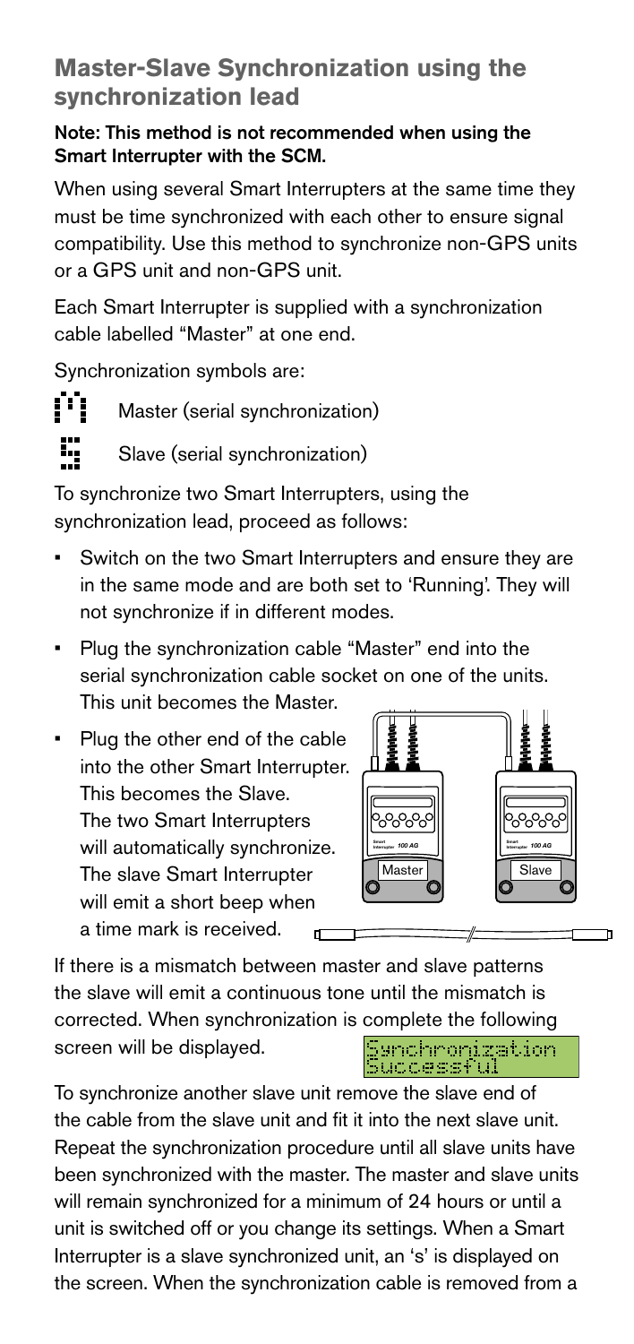## Master-Slave Synchronization using the synchronization lead

**Note: This method is not recommended when using the Smart Interrupter with the SCM.**

When using several Smart Interrupters at the same time they must be time synchronized with each other to ensure signal compatibility. Use this method to synchronize non-GPS units or a GPS unit and non-GPS unit.

Each Smart Interrupter is supplied with a synchronization cable labelled "Master" at one end.

Synchronization symbols are:

Master (serial synchronization)

Slave (serial synchronization)

To synchronize two Smart Interrupters, using the synchronization lead, proceed as follows:

- Switch on the two Smart Interrupters and ensure they are in the same mode and are both set to 'Running'. They will not synchronize if in different modes.
- Plug the synchronization cable "Master" end into the serial synchronization cable socket on one of the units. This unit becomes the Master.
- Plug the other end of the cable into the other Smart Interrupter. This becomes the Slave. The two Smart Interrupters will automatically synchronize. The slave Smart Interrupter will emit a short beep when a time mark is received.

If there is a mismatch between master and slave patterns the slave will emit a continuous tone until the mismatch is corrected. When synchronization is complete the following screen will be displayed.

```
Synchronization
Successful
```

To synchronize another slave unit remove the slave end of the cable from the slave unit and fit it into the next slave unit. Repeat the synchronization procedure until all slave units have been synchronized with the master. The master and slave units will remain synchronized for a minimum of 24 hours or until a unit is switched off or you change its settings. When a Smart Interrupter is a slave synchronized unit, an 's' is displayed on the screen. When the synchronization cable is removed from a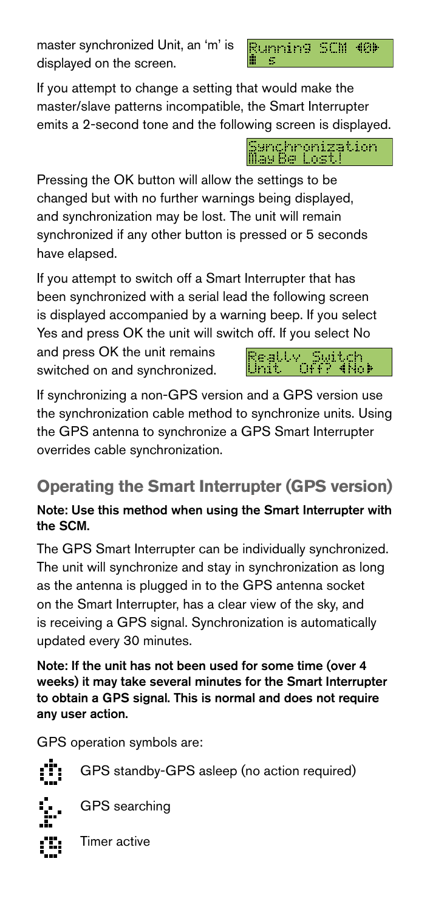master synchronized Unit, an 'm' is displayed on the screen.

Running SCM ◀0▶
m  s

If you attempt to change a setting that would make the master/slave patterns incompatible, the Smart Interrupter emits a 2-second tone and the following screen is displayed.

Synchronization
May Be Lost!

Pressing the OK button will allow the settings to be changed but with no further warnings being displayed, and synchronization may be lost. The unit will remain synchronized if any other button is pressed or 5 seconds have elapsed.

If you attempt to switch off a Smart Interrupter that has been synchronized with a serial lead the following screen is displayed accompanied by a warning beep. If you select Yes and press OK the unit will switch off. If you select No and press OK the unit remains switched on and synchronized.

Really Switch
Unit  Off? ◀No▶

If synchronizing a non-GPS version and a GPS version use the synchronization cable method to synchronize units. Using the GPS antenna to synchronize a GPS Smart Interrupter overrides cable synchronization.

## Operating the Smart Interrupter (GPS version)

**Note: Use this method when using the Smart Interrupter with the SCM.**

The GPS Smart Interrupter can be individually synchronized. The unit will synchronize and stay in synchronization as long as the antenna is plugged in to the GPS antenna socket on the Smart Interrupter, has a clear view of the sky, and is receiving a GPS signal. Synchronization is automatically updated every 30 minutes.

**Note: If the unit has not been used for some time (over 4 weeks) it may take several minutes for the Smart Interrupter to obtain a GPS signal. This is normal and does not require any user action.**

GPS operation symbols are:

GPS standby-GPS asleep (no action required)

GPS searching

Timer active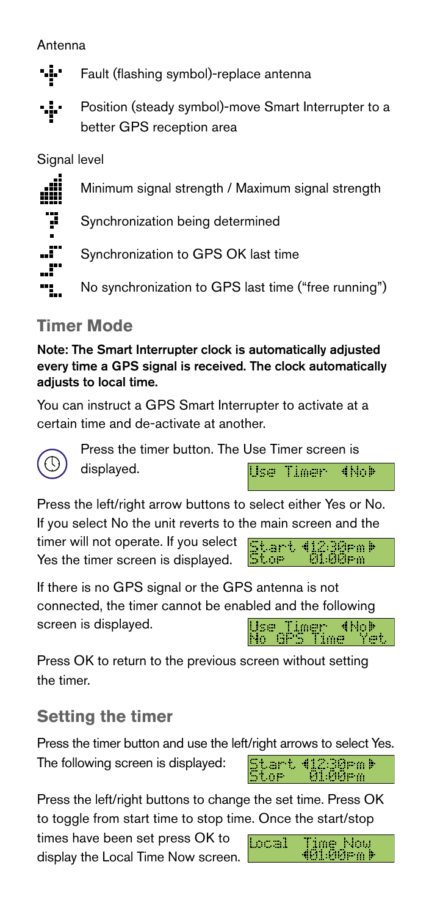Antenna

Fault (flashing symbol)-replace antenna

Position (steady symbol)-move Smart Interrupter to a better GPS reception area

Signal level

Minimum signal strength / Maximum signal strength

Synchronization being determined

Synchronization to GPS OK last time

No synchronization to GPS last time ("free running")

## Timer Mode

**Note: The Smart Interrupter clock is automatically adjusted every time a GPS signal is received. The clock automatically adjusts to local time.**

You can instruct a GPS Smart Interrupter to activate at a certain time and de-activate at another.

Press the timer button. The Use Timer screen is displayed.

```
Use Timer  ◄No►
```

Press the left/right arrow buttons to select either Yes or No. If you select No the unit reverts to the main screen and the timer will not operate. If you select Yes the timer screen is displayed.

```
Start ◄12:30pm►
Stop   01:00pm
```

If there is no GPS signal or the GPS antenna is not connected, the timer cannot be enabled and the following screen is displayed.

```
Use Timer  ◄No►
No GPS Time  Yet
```

Press OK to return to the previous screen without setting the timer.

## Setting the timer

Press the timer button and use the left/right arrows to select Yes. The following screen is displayed:

```
Start ◄12:30pm►
Stop   01:00pm
```

Press the left/right buttons to change the set time. Press OK to toggle from start time to stop time. Once the start/stop times have been set press OK to display the Local Time Now screen.

```
Local   Time Now
       ◄01:00pm►
```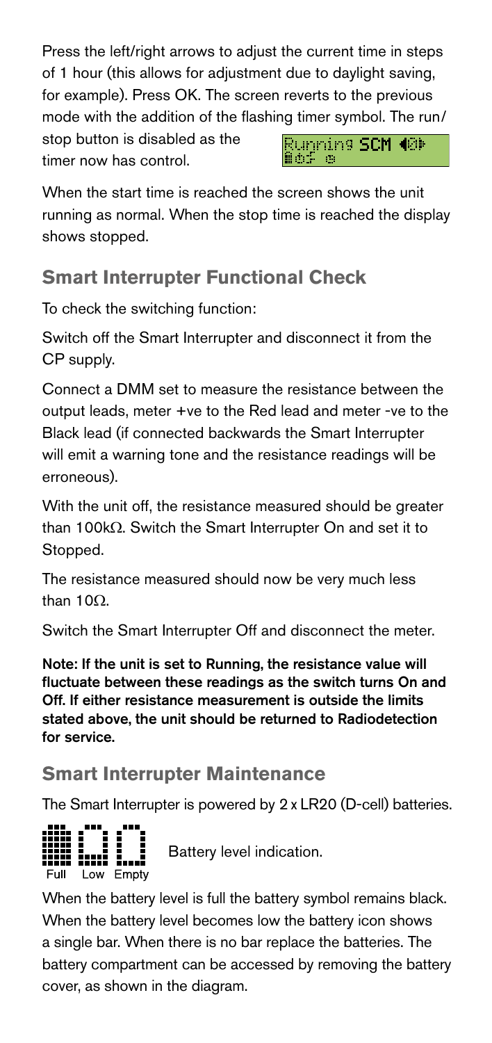Press the left/right arrows to adjust the current time in steps of 1 hour (this allows for adjustment due to daylight saving, for example). Press OK. The screen reverts to the previous mode with the addition of the flashing timer symbol. The run/stop button is disabled as the timer now has control.

When the start time is reached the screen shows the unit running as normal. When the stop time is reached the display shows stopped.

## Smart Interrupter Functional Check

To check the switching function:

Switch off the Smart Interrupter and disconnect it from the CP supply.

Connect a DMM set to measure the resistance between the output leads, meter +ve to the Red lead and meter -ve to the Black lead (if connected backwards the Smart Interrupter will emit a warning tone and the resistance readings will be erroneous).

With the unit off, the resistance measured should be greater than 100kΩ. Switch the Smart Interrupter On and set it to Stopped.

The resistance measured should now be very much less than 10Ω.

Switch the Smart Interrupter Off and disconnect the meter.

**Note: If the unit is set to Running, the resistance value will fluctuate between these readings as the switch turns On and Off. If either resistance measurement is outside the limits stated above, the unit should be returned to Radiodetection for service.**

## Smart Interrupter Maintenance

The Smart Interrupter is powered by 2 x LR20 (D-cell) batteries.

Full Low Empty

Battery level indication.

When the battery level is full the battery symbol remains black. When the battery level becomes low the battery icon shows a single bar. When there is no bar replace the batteries. The battery compartment can be accessed by removing the battery cover, as shown in the diagram.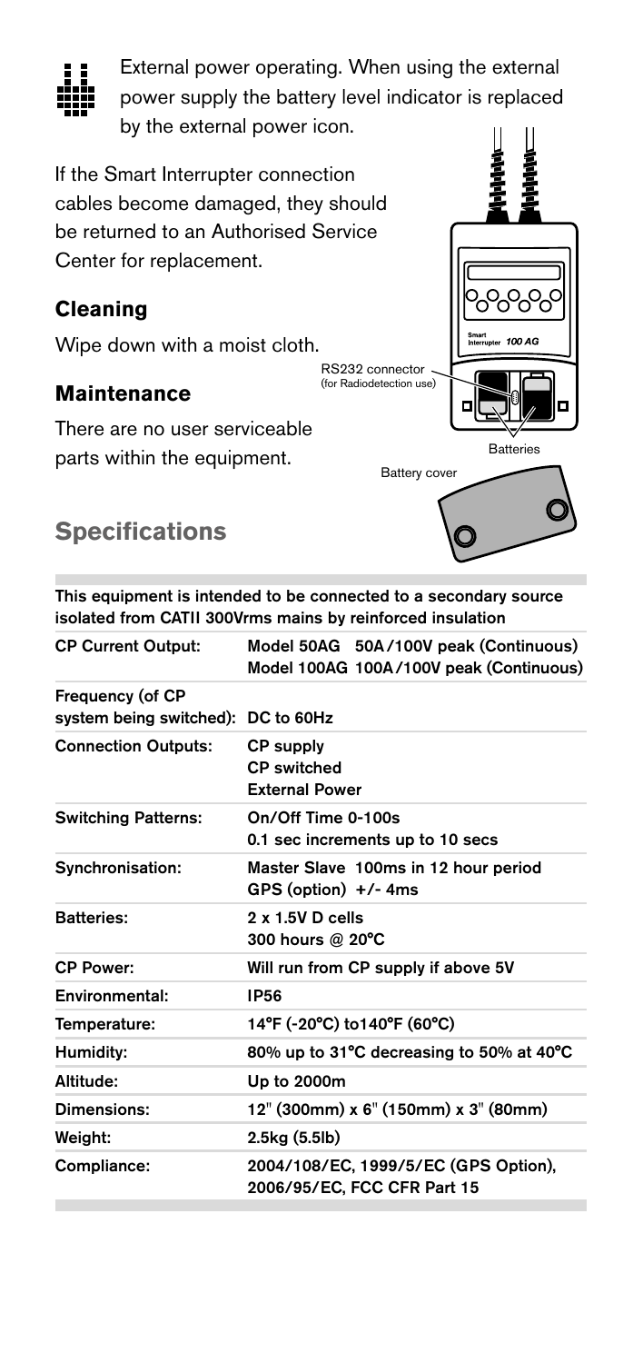External power operating. When using the external power supply the battery level indicator is replaced by the external power icon.

If the Smart Interrupter connection cables become damaged, they should be returned to an Authorised Service Center for replacement.

### Cleaning

Wipe down with a moist cloth.

### Maintenance

There are no user serviceable parts within the equipment.

RS232 connector (for Radiodetection use)

Batteries

Battery cover

## Specifications

This equipment is intended to be connected to a secondary source isolated from CATII 300Vrms mains by reinforced insulation

| | |
|---|---|
| CP Current Output: | Model 50AG 50A/100V peak (Continuous)<br>Model 100AG 100A/100V peak (Continuous) |
| Frequency (of CP system being switched): | DC to 60Hz |
| Connection Outputs: | CP supply<br>CP switched<br>External Power |
| Switching Patterns: | On/Off Time 0-100s<br>0.1 sec increments up to 10 secs |
| Synchronisation: | Master Slave 100ms in 12 hour period<br>GPS (option) +/- 4ms |
| Batteries: | 2 x 1.5V D cells<br>300 hours @ 20°C |
| CP Power: | Will run from CP supply if above 5V |
| Environmental: | IP56 |
| Temperature: | 14°F (-20°C) to140°F (60°C) |
| Humidity: | 80% up to 31°C decreasing to 50% at 40°C |
| Altitude: | Up to 2000m |
| Dimensions: | 12" (300mm) x 6" (150mm) x 3" (80mm) |
| Weight: | 2.5kg (5.5lb) |
| Compliance: | 2004/108/EC, 1999/5/EC (GPS Option), 2006/95/EC, FCC CFR Part 15 |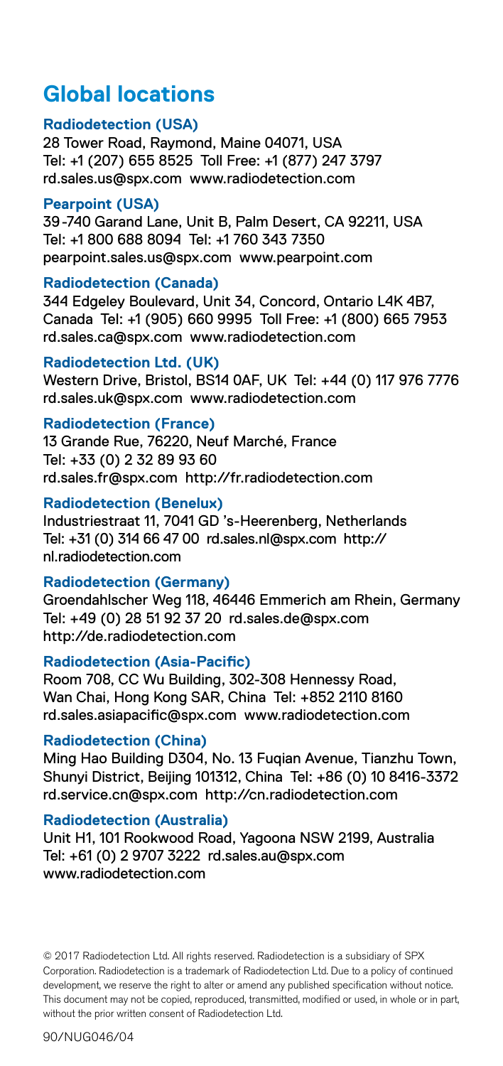# Global locations

**Radiodetection (USA)**
28 Tower Road, Raymond, Maine 04071, USA
Tel: +1 (207) 655 8525 Toll Free: +1 (877) 247 3797
rd.sales.us@spx.com www.radiodetection.com

**Pearpoint (USA)**
39-740 Garand Lane, Unit B, Palm Desert, CA 92211, USA
Tel: +1 800 688 8094 Tel: +1 760 343 7350
pearpoint.sales.us@spx.com www.pearpoint.com

**Radiodetection (Canada)**
344 Edgeley Boulevard, Unit 34, Concord, Ontario L4K 4B7, Canada Tel: +1 (905) 660 9995 Toll Free: +1 (800) 665 7953
rd.sales.ca@spx.com www.radiodetection.com

**Radiodetection Ltd. (UK)**
Western Drive, Bristol, BS14 0AF, UK Tel: +44 (0) 117 976 7776
rd.sales.uk@spx.com www.radiodetection.com

**Radiodetection (France)**
13 Grande Rue, 76220, Neuf Marché, France
Tel: +33 (0) 2 32 89 93 60
rd.sales.fr@spx.com http://fr.radiodetection.com

**Radiodetection (Benelux)**
Industriestraat 11, 7041 GD 's-Heerenberg, Netherlands
Tel: +31 (0) 314 66 47 00 rd.sales.nl@spx.com http://nl.radiodetection.com

**Radiodetection (Germany)**
Groendahlscher Weg 118, 46446 Emmerich am Rhein, Germany
Tel: +49 (0) 28 51 92 37 20 rd.sales.de@spx.com
http://de.radiodetection.com

**Radiodetection (Asia-Pacific)**
Room 708, CC Wu Building, 302-308 Hennessy Road, Wan Chai, Hong Kong SAR, China Tel: +852 2110 8160
rd.sales.asiapacific@spx.com www.radiodetection.com

**Radiodetection (China)**
Ming Hao Building D304, No. 13 Fuqian Avenue, Tianzhu Town, Shunyi District, Beijing 101312, China Tel: +86 (0) 10 8416-3372
rd.service.cn@spx.com http://cn.radiodetection.com

**Radiodetection (Australia)**
Unit H1, 101 Rookwood Road, Yagoona NSW 2199, Australia
Tel: +61 (0) 2 9707 3222 rd.sales.au@spx.com
www.radiodetection.com

© 2017 Radiodetection Ltd. All rights reserved. Radiodetection is a subsidiary of SPX Corporation. Radiodetection is a trademark of Radiodetection Ltd. Due to a policy of continued development, we reserve the right to alter or amend any published specification without notice. This document may not be copied, reproduced, transmitted, modified or used, in whole or in part, without the prior written consent of Radiodetection Ltd.

90/NUG046/04